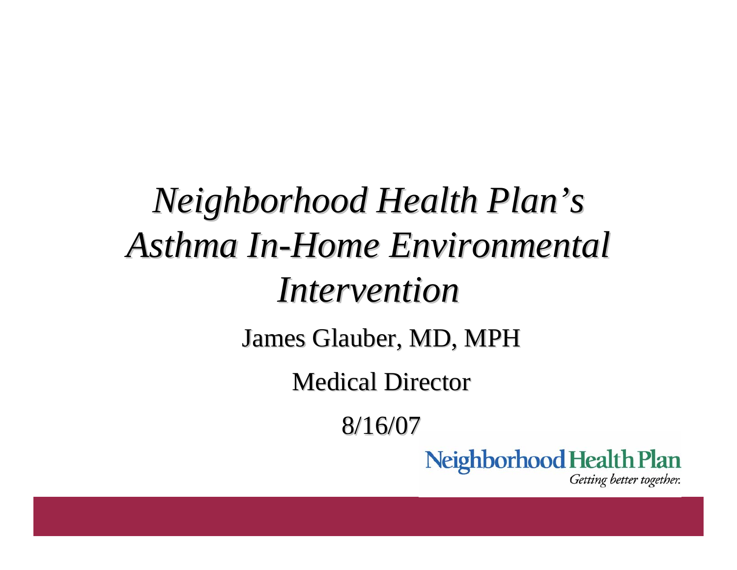# *Neighborhood Health Plan's Asthma In-Home Environmental Intervention*

James Glauber, MD, MPH

Medical Director

8/16/07

Neighborhood Health Plan

*Getting better together.*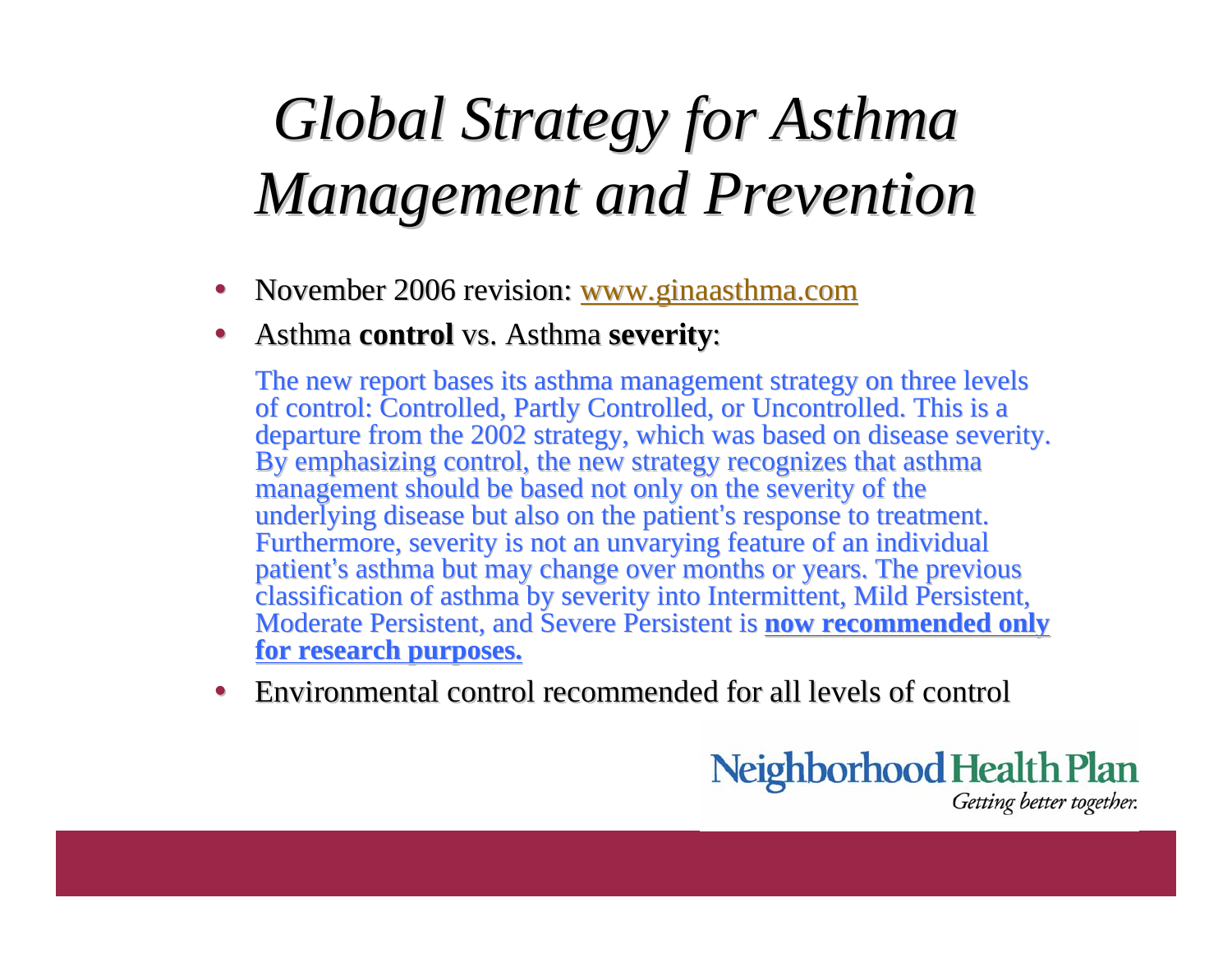# *Global Strategy for Asthma Management and Prevention*

- November 2006 revision: [www.ginaasthma.com](www.ginaasthma.com)
- Asthma **control** vs. Asthma **severity**:

  The new report bases its asthma management strategy on three levels of control: Controlled, Partly Controlled, or Uncontrolled. This is a departure from the 2002 strategy, which was based on disease severity. By emphasizing control, the new strategy recognizes that asthma management should be based not only on the severity of the underlying disease but also on the patient's response to treatment. Furthermore, severity is not an unvarying feature of an individual patient's asthma but may change over months or years. The previous classification of asthma by severity into Intermittent, Mild Persistent, Moderate Persistent, and Severe Persistent is **<u>now recommended only for research purposes.</u>**

- Environmental control recommended for all levels of control

Neighborhood Health Plan
*Getting better together.*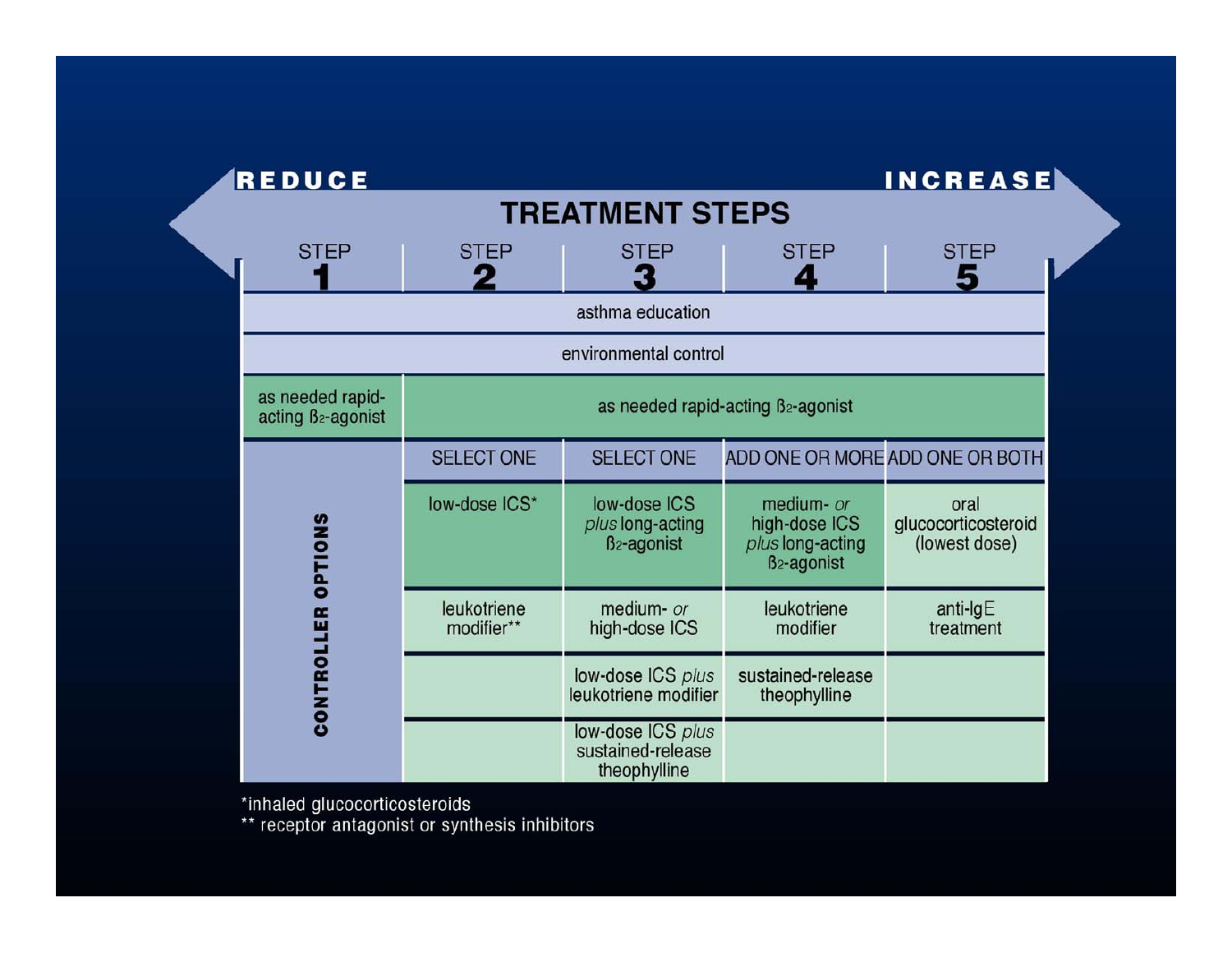# TREATMENT STEPS

REDUCE ← → INCREASE

| | STEP 1 | STEP 2 | STEP 3 | STEP 4 | STEP 5 |
|---|---|---|---|---|---|
| | asthma education | | | | |
| | environmental control | | | | |
| | as needed rapid-acting ß2-agonist | as needed rapid-acting ß2-agonist | | | |
| **CONTROLLER OPTIONS** | | SELECT ONE | SELECT ONE | ADD ONE OR MORE | ADD ONE OR BOTH |
| | | low-dose ICS* | low-dose ICS *plus* long-acting ß2-agonist | medium- *or* high-dose ICS *plus* long-acting ß2-agonist | oral glucocorticosteroid (lowest dose) |
| | | leukotriene modifier** | medium- *or* high-dose ICS | leukotriene modifier | anti-IgE treatment |
| | | | low-dose ICS *plus* leukotriene modifier | sustained-release theophylline | |
| | | | low-dose ICS *plus* sustained-release theophylline | | |

*inhaled glucocorticosteroids
** receptor antagonist or synthesis inhibitors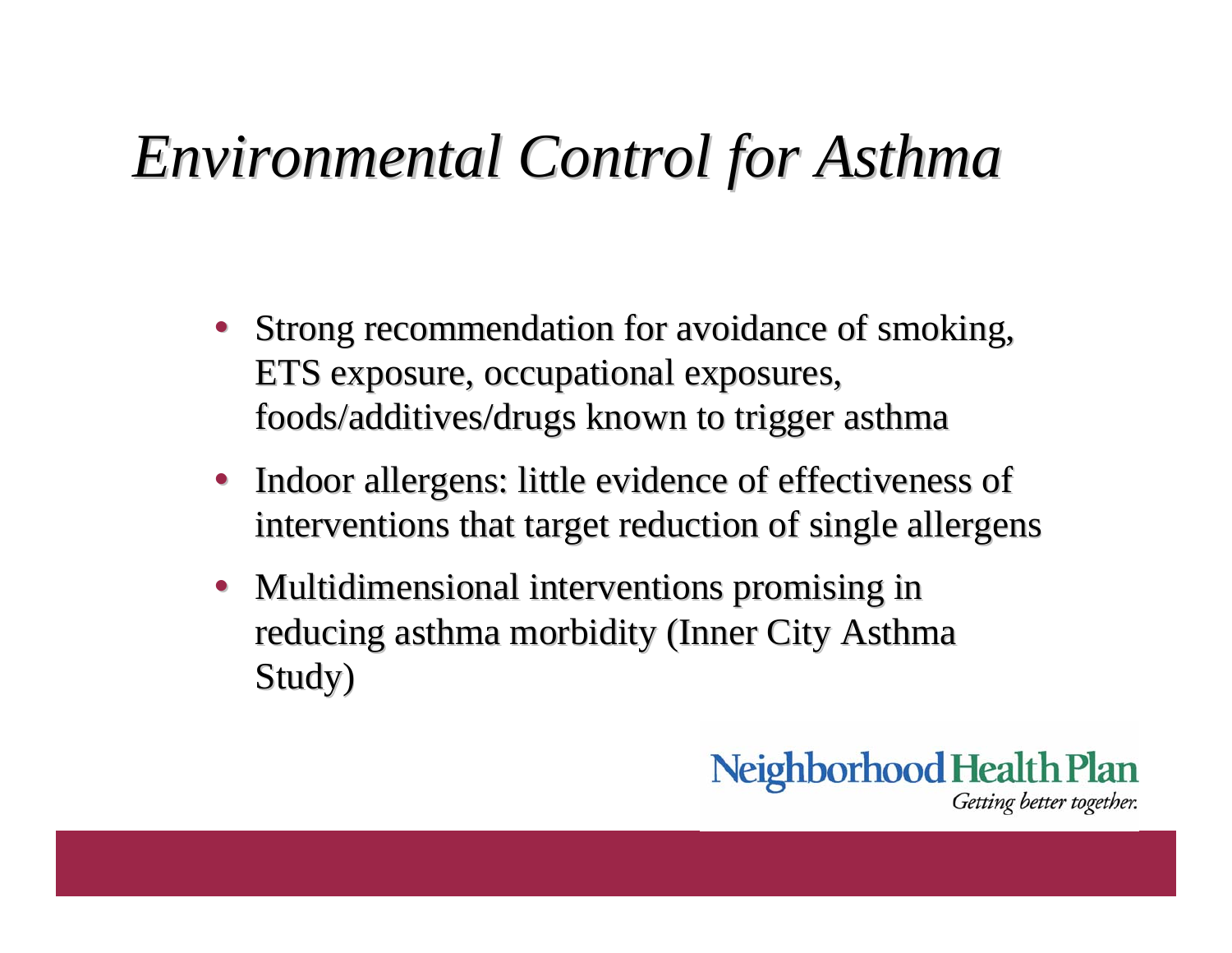# *Environmental Control for Asthma*

- Strong recommendation for avoidance of smoking, ETS exposure, occupational exposures, foods/additives/drugs known to trigger asthma
- Indoor allergens: little evidence of effectiveness of interventions that target reduction of single allergens
- Multidimensional interventions promising in reducing asthma morbidity (Inner City Asthma Study)

Neighborhood Health Plan
*Getting better together.*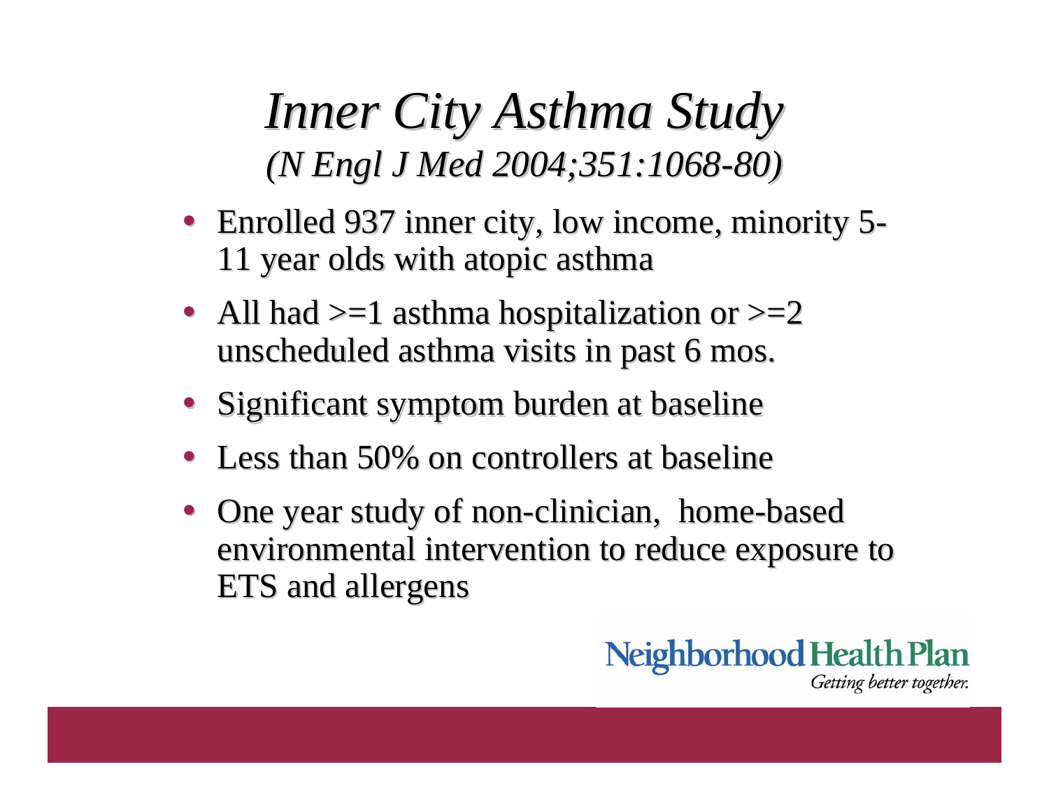# *Inner City Asthma Study*

*(N Engl J Med 2004;351:1068-80)*

- Enrolled 937 inner city, low income, minority 5-11 year olds with atopic asthma
- All had >=1 asthma hospitalization or >=2 unscheduled asthma visits in past 6 mos.
- Significant symptom burden at baseline
- Less than 50% on controllers at baseline
- One year study of non-clinician, home-based environmental intervention to reduce exposure to ETS and allergens

Neighborhood Health Plan
*Getting better together.*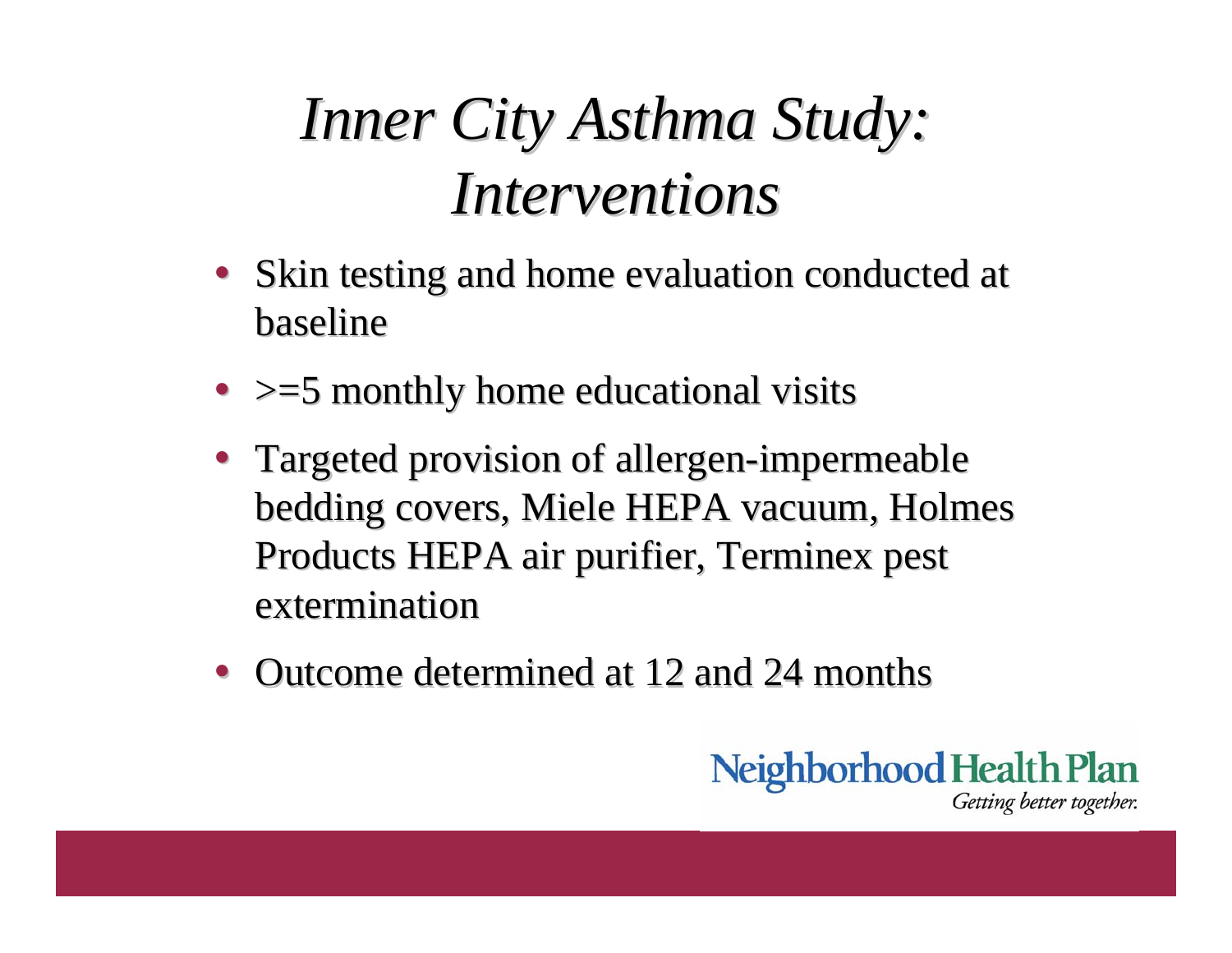# *Inner City Asthma Study: Interventions*

- Skin testing and home evaluation conducted at baseline
- >=5 monthly home educational visits
- Targeted provision of allergen-impermeable bedding covers, Miele HEPA vacuum, Holmes Products HEPA air purifier, Terminex pest extermination
- Outcome determined at 12 and 24 months

Neighborhood Health Plan
*Getting better together.*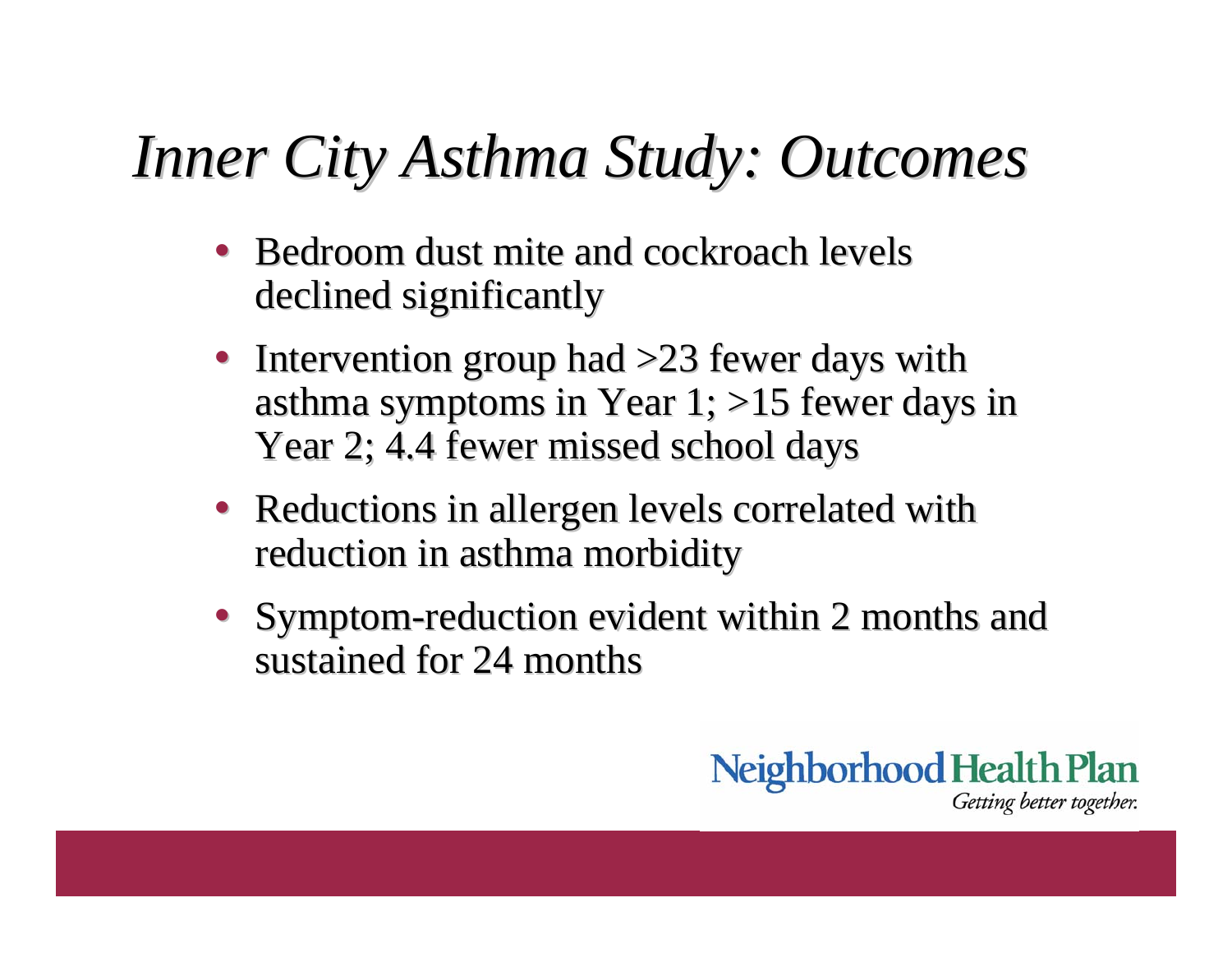# *Inner City Asthma Study: Outcomes*

- Bedroom dust mite and cockroach levels declined significantly
- Intervention group had >23 fewer days with asthma symptoms in Year 1; >15 fewer days in Year 2; 4.4 fewer missed school days
- Reductions in allergen levels correlated with reduction in asthma morbidity
- Symptom-reduction evident within 2 months and sustained for 24 months

Neighborhood Health Plan

*Getting better together.*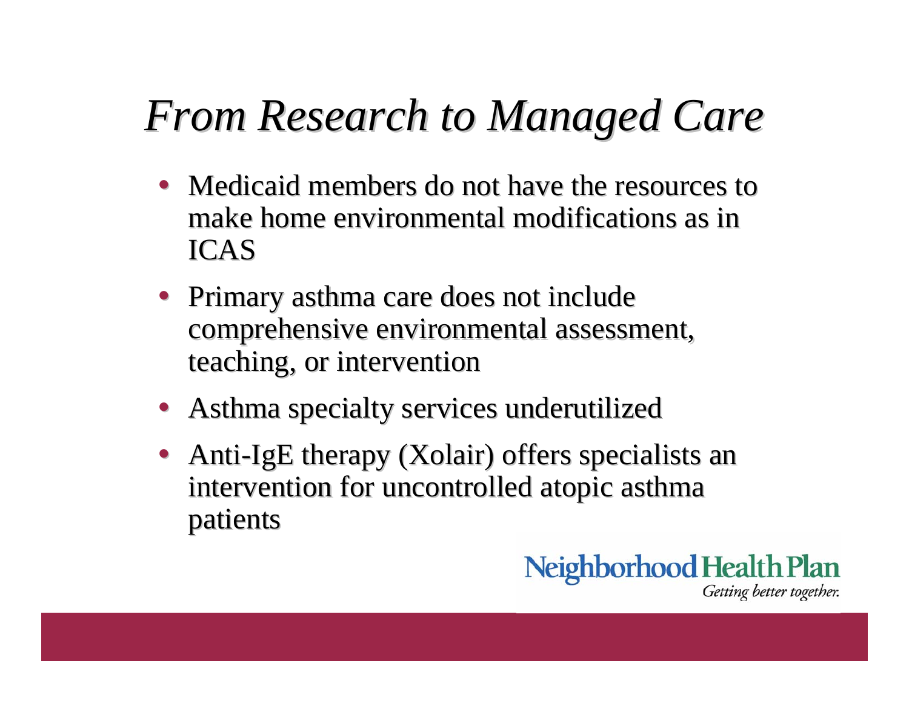# *From Research to Managed Care*

- Medicaid members do not have the resources to make home environmental modifications as in ICAS
- Primary asthma care does not include comprehensive environmental assessment, teaching, or intervention
- Asthma specialty services underutilized
- Anti-IgE therapy (Xolair) offers specialists an intervention for uncontrolled atopic asthma patients

Neighborhood Health Plan
*Getting better together.*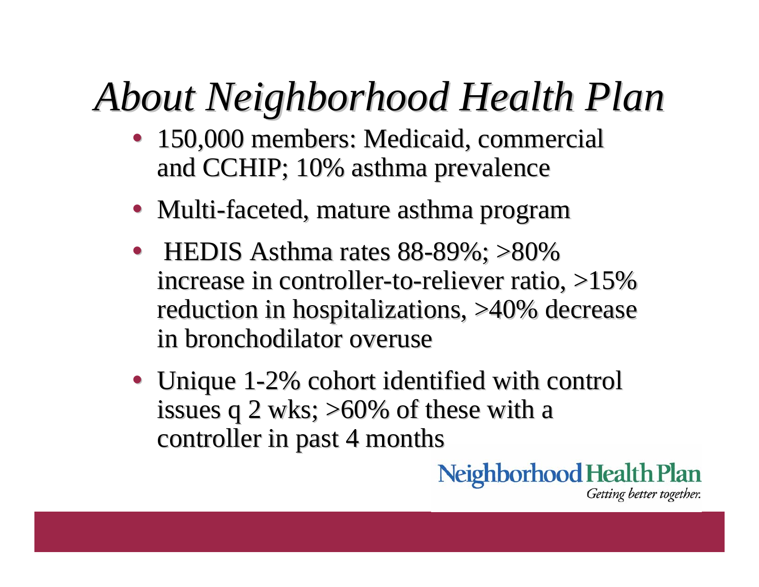# *About Neighborhood Health Plan*

- 150,000 members: Medicaid, commercial and CCHIP; 10% asthma prevalence
- Multi-faceted, mature asthma program
- HEDIS Asthma rates 88-89%; >80% increase in controller-to-reliever ratio, >15% reduction in hospitalizations, >40% decrease in bronchodilator overuse
- Unique 1-2% cohort identified with control issues q 2 wks; >60% of these with a controller in past 4 months

Neighborhood Health Plan

*Getting better together.*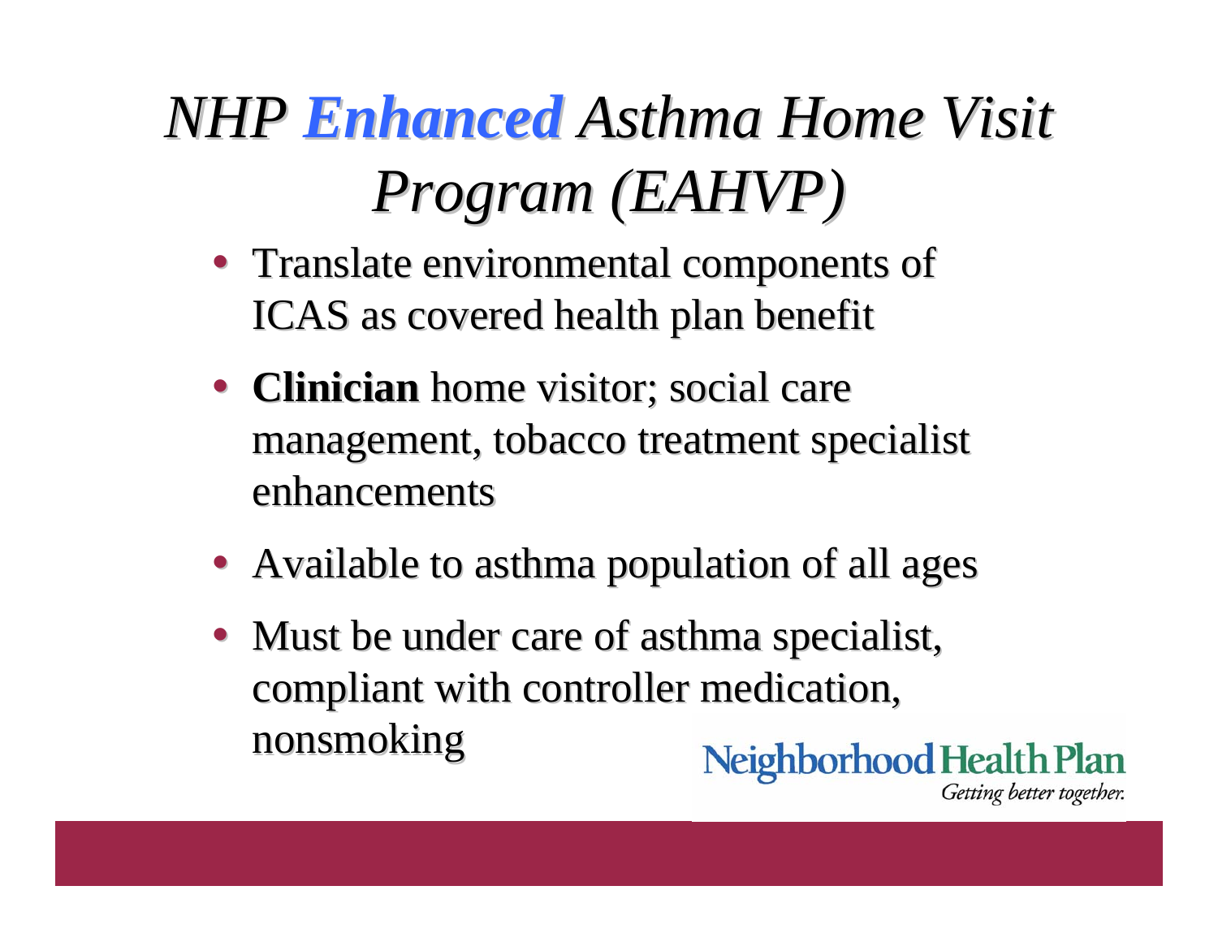# *NHP **Enhanced** Asthma Home Visit Program (EAHVP)*

- Translate environmental components of ICAS as covered health plan benefit
- **Clinician** home visitor; social care management, tobacco treatment specialist enhancements
- Available to asthma population of all ages
- Must be under care of asthma specialist, compliant with controller medication, nonsmoking

Neighborhood Health Plan
*Getting better together.*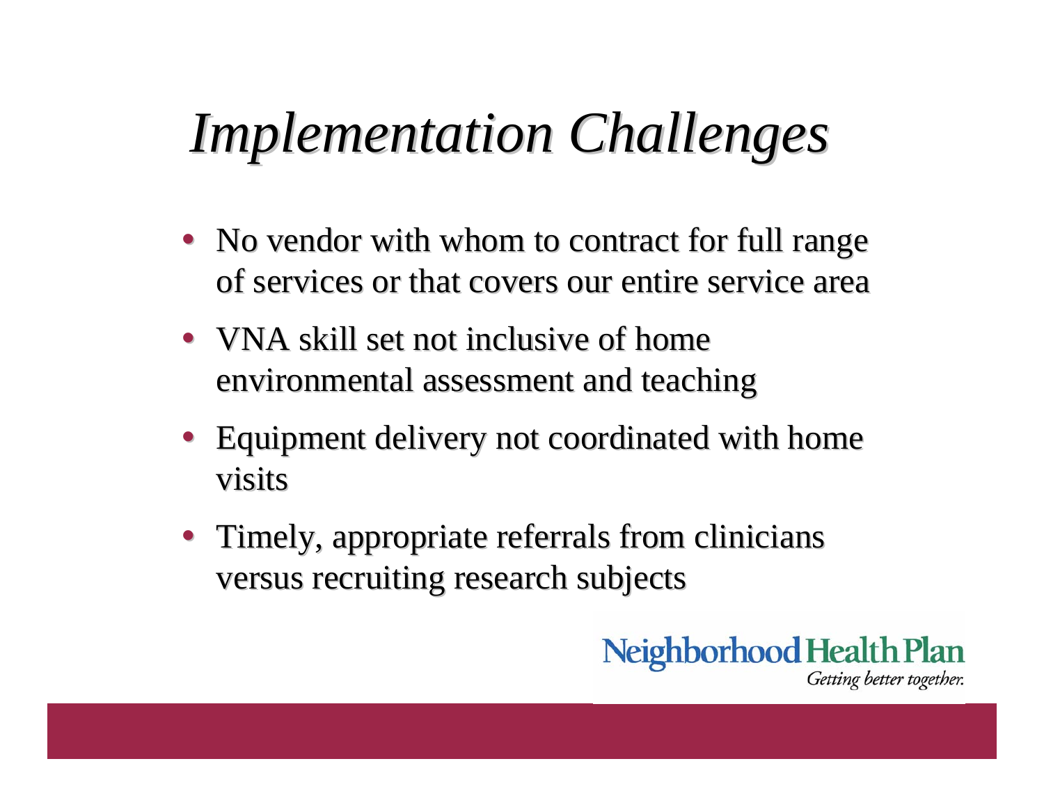# *Implementation Challenges*

- No vendor with whom to contract for full range of services or that covers our entire service area
- VNA skill set not inclusive of home environmental assessment and teaching
- Equipment delivery not coordinated with home visits
- Timely, appropriate referrals from clinicians versus recruiting research subjects

Neighborhood Health Plan
*Getting better together.*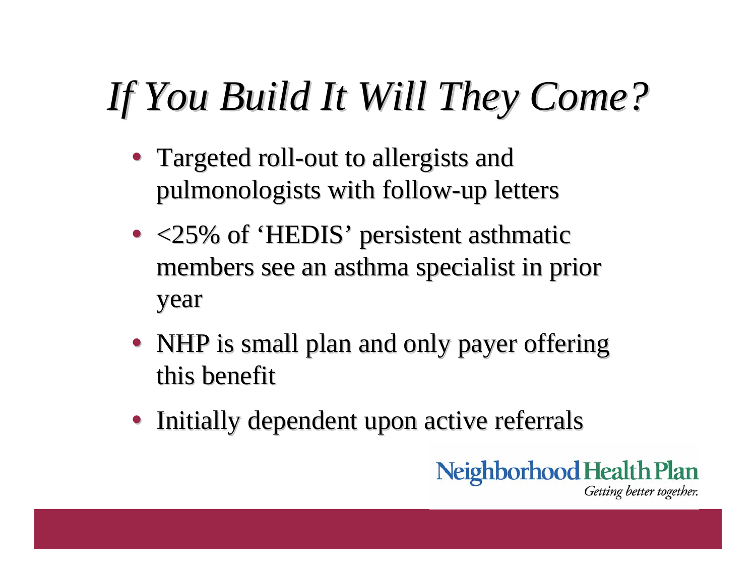# *If You Build It Will They Come?*

- Targeted roll-out to allergists and pulmonologists with follow-up letters
- <25% of 'HEDIS' persistent asthmatic members see an asthma specialist in prior year
- NHP is small plan and only payer offering this benefit
- Initially dependent upon active referrals

Neighborhood Health Plan
*Getting better together.*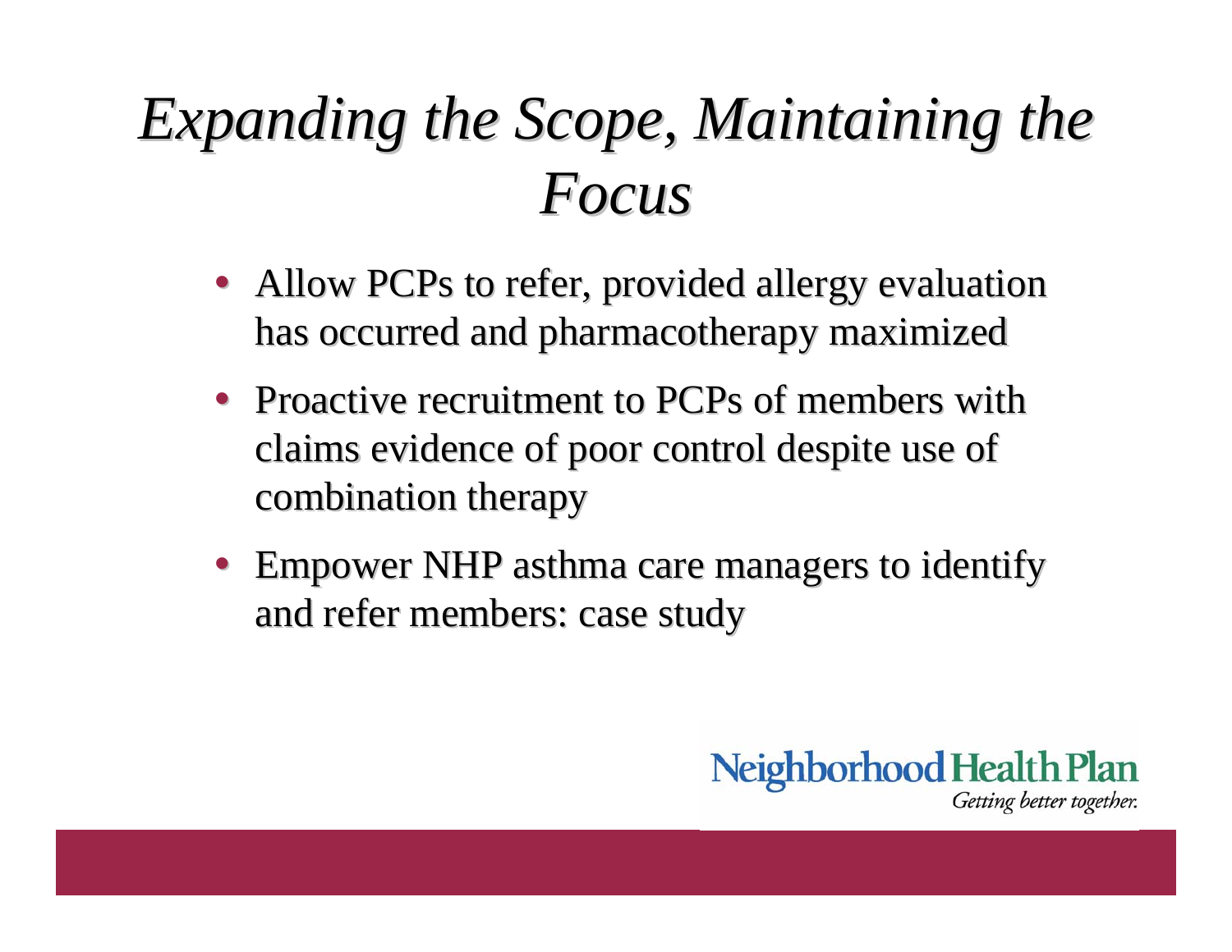# *Expanding the Scope, Maintaining the Focus*

- Allow PCPs to refer, provided allergy evaluation has occurred and pharmacotherapy maximized
- Proactive recruitment to PCPs of members with claims evidence of poor control despite use of combination therapy
- Empower NHP asthma care managers to identify and refer members: case study

Neighborhood Health Plan
*Getting better together.*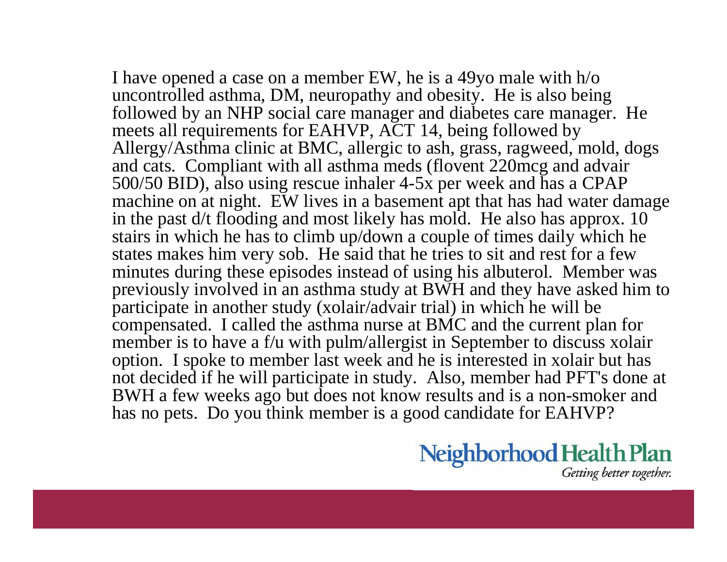I have opened a case on a member EW, he is a 49yo male with h/o uncontrolled asthma, DM, neuropathy and obesity. He is also being followed by an NHP social care manager and diabetes care manager. He meets all requirements for EAHVP, ACT 14, being followed by Allergy/Asthma clinic at BMC, allergic to ash, grass, ragweed, mold, dogs and cats. Compliant with all asthma meds (flovent 220mcg and advair 500/50 BID), also using rescue inhaler 4-5x per week and has a CPAP machine on at night. EW lives in a basement apt that has had water damage in the past d/t flooding and most likely has mold. He also has approx. 10 stairs in which he has to climb up/down a couple of times daily which he states makes him very sob. He said that he tries to sit and rest for a few minutes during these episodes instead of using his albuterol. Member was previously involved in an asthma study at BWH and they have asked him to participate in another study (xolair/advair trial) in which he will be compensated. I called the asthma nurse at BMC and the current plan for member is to have a f/u with pulm/allergist in September to discuss xolair option. I spoke to member last week and he is interested in xolair but has not decided if he will participate in study. Also, member had PFT's done at BWH a few weeks ago but does not know results and is a non-smoker and has no pets. Do you think member is a good candidate for EAHVP?

Neighborhood Health Plan

*Getting better together.*